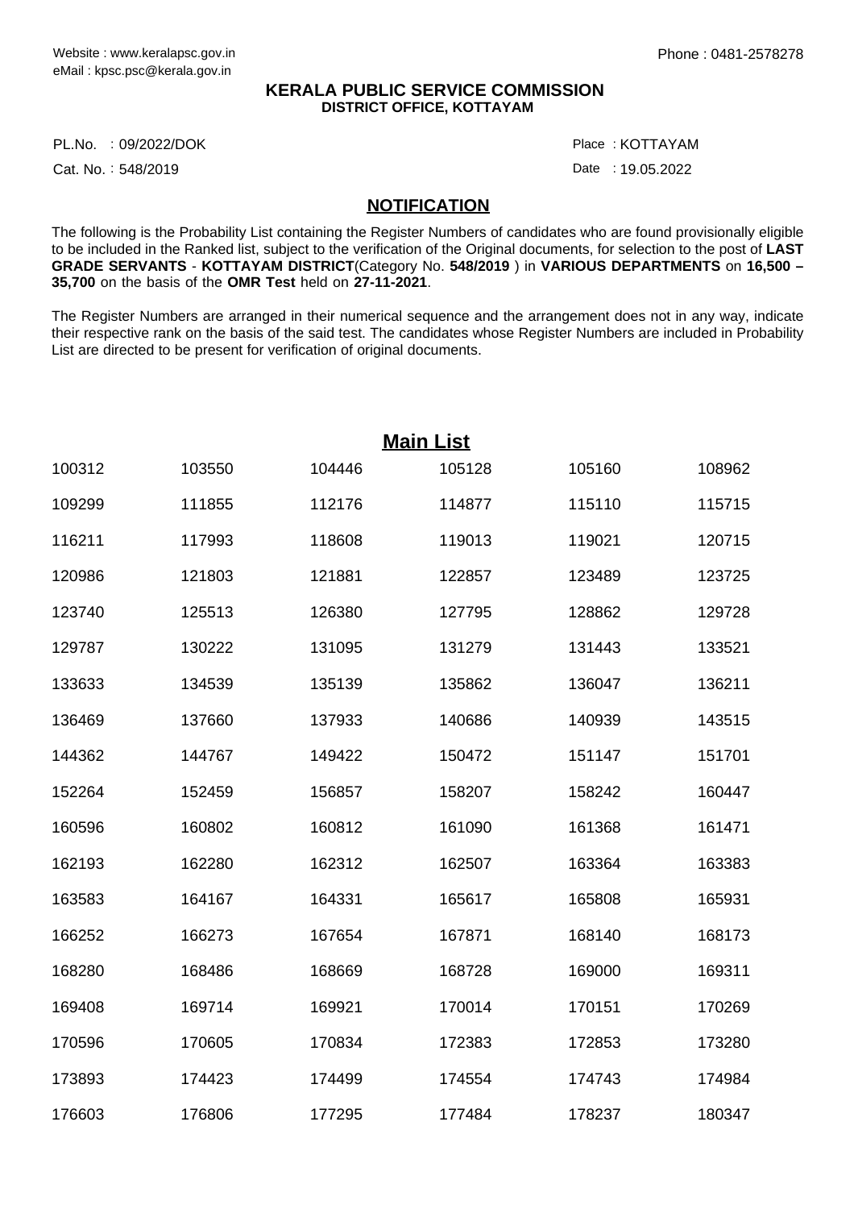Website : www.keralapsc.gov.in
eMail : kpsc.psc@kerala.gov.in

Phone : 0481-2578278

**KERALA PUBLIC SERVICE COMMISSION**
**DISTRICT OFFICE, KOTTAYAM**

PL.No. : 09/2022/DOK

Place : KOTTAYAM

Cat. No. : 548/2019

Date : 19.05.2022

## NOTIFICATION

The following is the Probability List containing the Register Numbers of candidates who are found provisionally eligible to be included in the Ranked list, subject to the verification of the Original documents, for selection to the post of **LAST GRADE SERVANTS** - **KOTTAYAM DISTRICT**(Category No. **548/2019** ) in **VARIOUS DEPARTMENTS** on **16,500 – 35,700** on the basis of the **OMR Test** held on **27-11-2021**.

The Register Numbers are arranged in their numerical sequence and the arrangement does not in any way, indicate their respective rank on the basis of the said test. The candidates whose Register Numbers are included in Probability List are directed to be present for verification of original documents.

## Main List

| | | | | | |
|---|---|---|---|---|---|
| 100312 | 103550 | 104446 | 105128 | 105160 | 108962 |
| 109299 | 111855 | 112176 | 114877 | 115110 | 115715 |
| 116211 | 117993 | 118608 | 119013 | 119021 | 120715 |
| 120986 | 121803 | 121881 | 122857 | 123489 | 123725 |
| 123740 | 125513 | 126380 | 127795 | 128862 | 129728 |
| 129787 | 130222 | 131095 | 131279 | 131443 | 133521 |
| 133633 | 134539 | 135139 | 135862 | 136047 | 136211 |
| 136469 | 137660 | 137933 | 140686 | 140939 | 143515 |
| 144362 | 144767 | 149422 | 150472 | 151147 | 151701 |
| 152264 | 152459 | 156857 | 158207 | 158242 | 160447 |
| 160596 | 160802 | 160812 | 161090 | 161368 | 161471 |
| 162193 | 162280 | 162312 | 162507 | 163364 | 163383 |
| 163583 | 164167 | 164331 | 165617 | 165808 | 165931 |
| 166252 | 166273 | 167654 | 167871 | 168140 | 168173 |
| 168280 | 168486 | 168669 | 168728 | 169000 | 169311 |
| 169408 | 169714 | 169921 | 170014 | 170151 | 170269 |
| 170596 | 170605 | 170834 | 172383 | 172853 | 173280 |
| 173893 | 174423 | 174499 | 174554 | 174743 | 174984 |
| 176603 | 176806 | 177295 | 177484 | 178237 | 180347 |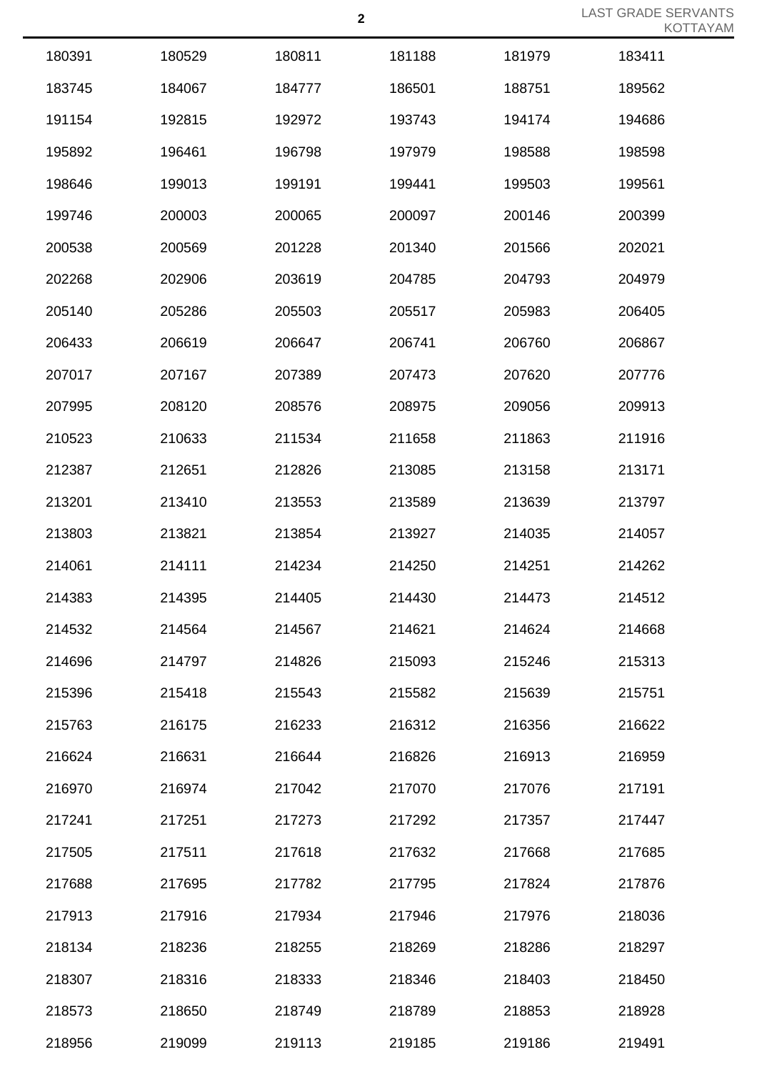| | | | | | |
|---|---|---|---|---|---|
| 180391 | 180529 | 180811 | 181188 | 181979 | 183411 |
| 183745 | 184067 | 184777 | 186501 | 188751 | 189562 |
| 191154 | 192815 | 192972 | 193743 | 194174 | 194686 |
| 195892 | 196461 | 196798 | 197979 | 198588 | 198598 |
| 198646 | 199013 | 199191 | 199441 | 199503 | 199561 |
| 199746 | 200003 | 200065 | 200097 | 200146 | 200399 |
| 200538 | 200569 | 201228 | 201340 | 201566 | 202021 |
| 202268 | 202906 | 203619 | 204785 | 204793 | 204979 |
| 205140 | 205286 | 205503 | 205517 | 205983 | 206405 |
| 206433 | 206619 | 206647 | 206741 | 206760 | 206867 |
| 207017 | 207167 | 207389 | 207473 | 207620 | 207776 |
| 207995 | 208120 | 208576 | 208975 | 209056 | 209913 |
| 210523 | 210633 | 211534 | 211658 | 211863 | 211916 |
| 212387 | 212651 | 212826 | 213085 | 213158 | 213171 |
| 213201 | 213410 | 213553 | 213589 | 213639 | 213797 |
| 213803 | 213821 | 213854 | 213927 | 214035 | 214057 |
| 214061 | 214111 | 214234 | 214250 | 214251 | 214262 |
| 214383 | 214395 | 214405 | 214430 | 214473 | 214512 |
| 214532 | 214564 | 214567 | 214621 | 214624 | 214668 |
| 214696 | 214797 | 214826 | 215093 | 215246 | 215313 |
| 215396 | 215418 | 215543 | 215582 | 215639 | 215751 |
| 215763 | 216175 | 216233 | 216312 | 216356 | 216622 |
| 216624 | 216631 | 216644 | 216826 | 216913 | 216959 |
| 216970 | 216974 | 217042 | 217070 | 217076 | 217191 |
| 217241 | 217251 | 217273 | 217292 | 217357 | 217447 |
| 217505 | 217511 | 217618 | 217632 | 217668 | 217685 |
| 217688 | 217695 | 217782 | 217795 | 217824 | 217876 |
| 217913 | 217916 | 217934 | 217946 | 217976 | 218036 |
| 218134 | 218236 | 218255 | 218269 | 218286 | 218297 |
| 218307 | 218316 | 218333 | 218346 | 218403 | 218450 |
| 218573 | 218650 | 218749 | 218789 | 218853 | 218928 |
| 218956 | 219099 | 219113 | 219185 | 219186 | 219491 |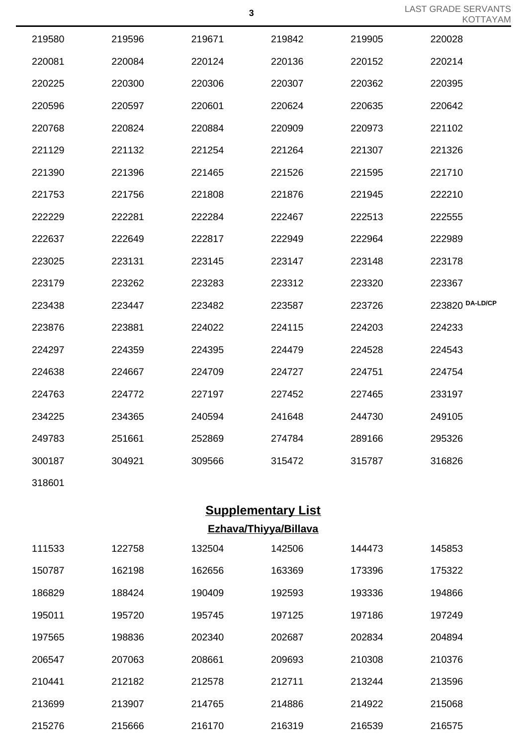| | | | | | |
|---|---|---|---|---|---|
| 219580 | 219596 | 219671 | 219842 | 219905 | 220028 |
| 220081 | 220084 | 220124 | 220136 | 220152 | 220214 |
| 220225 | 220300 | 220306 | 220307 | 220362 | 220395 |
| 220596 | 220597 | 220601 | 220624 | 220635 | 220642 |
| 220768 | 220824 | 220884 | 220909 | 220973 | 221102 |
| 221129 | 221132 | 221254 | 221264 | 221307 | 221326 |
| 221390 | 221396 | 221465 | 221526 | 221595 | 221710 |
| 221753 | 221756 | 221808 | 221876 | 221945 | 222210 |
| 222229 | 222281 | 222284 | 222467 | 222513 | 222555 |
| 222637 | 222649 | 222817 | 222949 | 222964 | 222989 |
| 223025 | 223131 | 223145 | 223147 | 223148 | 223178 |
| 223179 | 223262 | 223283 | 223312 | 223320 | 223367 |
| 223438 | 223447 | 223482 | 223587 | 223726 | 223820 DA-LD/CP |
| 223876 | 223881 | 224022 | 224115 | 224203 | 224233 |
| 224297 | 224359 | 224395 | 224479 | 224528 | 224543 |
| 224638 | 224667 | 224709 | 224727 | 224751 | 224754 |
| 224763 | 224772 | 227197 | 227452 | 227465 | 233197 |
| 234225 | 234365 | 240594 | 241648 | 244730 | 249105 |
| 249783 | 251661 | 252869 | 274784 | 289166 | 295326 |
| 300187 | 304921 | 309566 | 315472 | 315787 | 316826 |
| 318601 | | | | | |

## Supplementary List

### Ezhava/Thiyya/Billava

| | | | | | |
|---|---|---|---|---|---|
| 111533 | 122758 | 132504 | 142506 | 144473 | 145853 |
| 150787 | 162198 | 162656 | 163369 | 173396 | 175322 |
| 186829 | 188424 | 190409 | 192593 | 193336 | 194866 |
| 195011 | 195720 | 195745 | 197125 | 197186 | 197249 |
| 197565 | 198836 | 202340 | 202687 | 202834 | 204894 |
| 206547 | 207063 | 208661 | 209693 | 210308 | 210376 |
| 210441 | 212182 | 212578 | 212711 | 213244 | 213596 |
| 213699 | 213907 | 214765 | 214886 | 214922 | 215068 |
| 215276 | 215666 | 216170 | 216319 | 216539 | 216575 |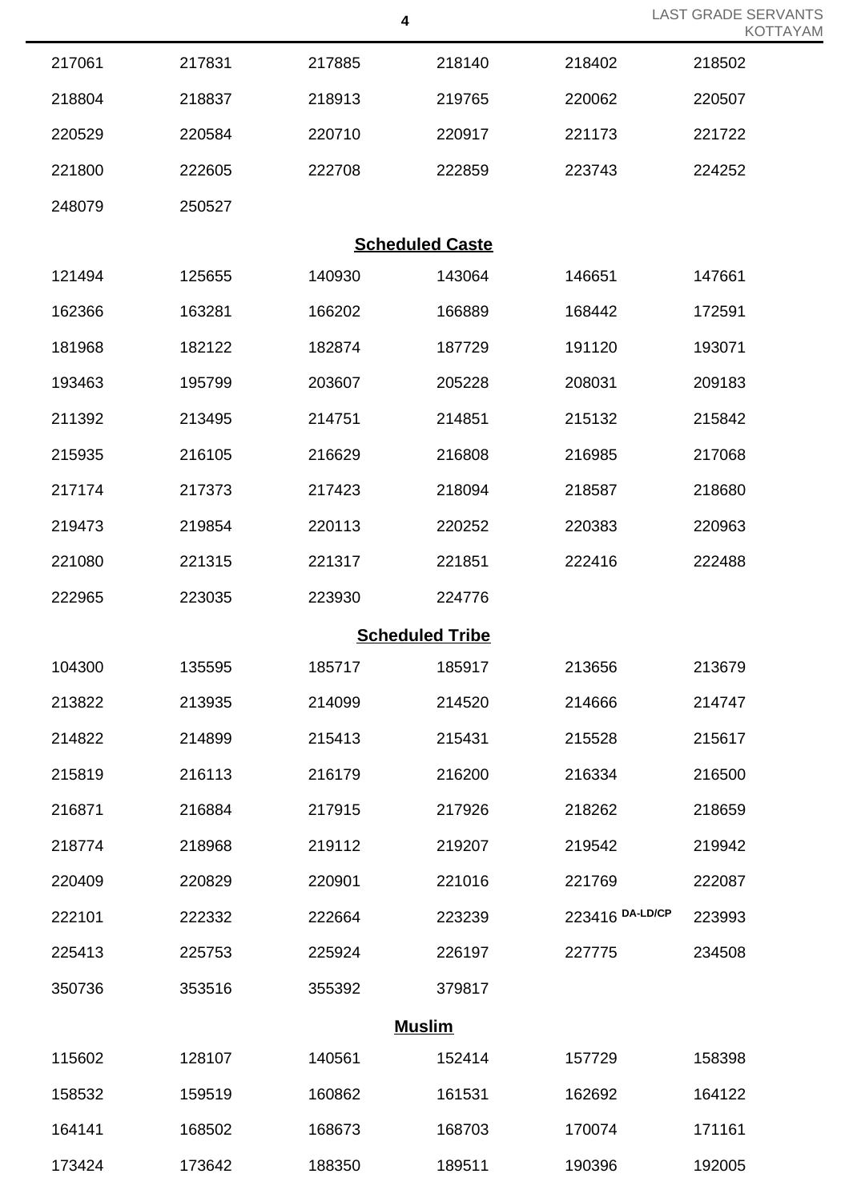| | | | | | |
|---|---|---|---|---|---|
| 217061 | 217831 | 217885 | 218140 | 218402 | 218502 |
| 218804 | 218837 | 218913 | 219765 | 220062 | 220507 |
| 220529 | 220584 | 220710 | 220917 | 221173 | 221722 |
| 221800 | 222605 | 222708 | 222859 | 223743 | 224252 |
| 248079 | 250527 | | | | |

## Scheduled Caste

| | | | | | |
|---|---|---|---|---|---|
| 121494 | 125655 | 140930 | 143064 | 146651 | 147661 |
| 162366 | 163281 | 166202 | 166889 | 168442 | 172591 |
| 181968 | 182122 | 182874 | 187729 | 191120 | 193071 |
| 193463 | 195799 | 203607 | 205228 | 208031 | 209183 |
| 211392 | 213495 | 214751 | 214851 | 215132 | 215842 |
| 215935 | 216105 | 216629 | 216808 | 216985 | 217068 |
| 217174 | 217373 | 217423 | 218094 | 218587 | 218680 |
| 219473 | 219854 | 220113 | 220252 | 220383 | 220963 |
| 221080 | 221315 | 221317 | 221851 | 222416 | 222488 |
| 222965 | 223035 | 223930 | 224776 | | |

## Scheduled Tribe

| | | | | | |
|---|---|---|---|---|---|
| 104300 | 135595 | 185717 | 185917 | 213656 | 213679 |
| 213822 | 213935 | 214099 | 214520 | 214666 | 214747 |
| 214822 | 214899 | 215413 | 215431 | 215528 | 215617 |
| 215819 | 216113 | 216179 | 216200 | 216334 | 216500 |
| 216871 | 216884 | 217915 | 217926 | 218262 | 218659 |
| 218774 | 218968 | 219112 | 219207 | 219542 | 219942 |
| 220409 | 220829 | 220901 | 221016 | 221769 | 222087 |
| 222101 | 222332 | 222664 | 223239 | 223416 DA-LD/CP | 223993 |
| 225413 | 225753 | 225924 | 226197 | 227775 | 234508 |
| 350736 | 353516 | 355392 | 379817 | | |

## Muslim

| | | | | | |
|---|---|---|---|---|---|
| 115602 | 128107 | 140561 | 152414 | 157729 | 158398 |
| 158532 | 159519 | 160862 | 161531 | 162692 | 164122 |
| 164141 | 168502 | 168673 | 168703 | 170074 | 171161 |
| 173424 | 173642 | 188350 | 189511 | 190396 | 192005 |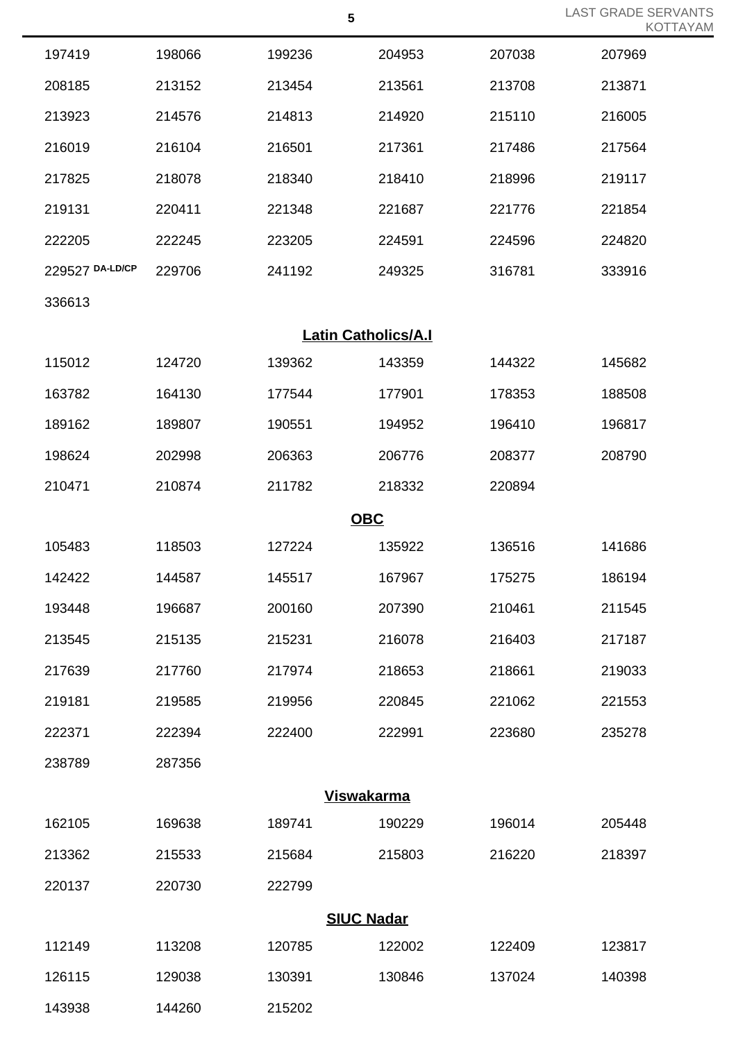| | | | | | |
|---|---|---|---|---|---|
| 197419 | 198066 | 199236 | 204953 | 207038 | 207969 |
| 208185 | 213152 | 213454 | 213561 | 213708 | 213871 |
| 213923 | 214576 | 214813 | 214920 | 215110 | 216005 |
| 216019 | 216104 | 216501 | 217361 | 217486 | 217564 |
| 217825 | 218078 | 218340 | 218410 | 218996 | 219117 |
| 219131 | 220411 | 221348 | 221687 | 221776 | 221854 |
| 222205 | 222245 | 223205 | 224591 | 224596 | 224820 |
| 229527 DA-LD/CP | 229706 | 241192 | 249325 | 316781 | 333916 |
| 336613 | | | | | |

**Latin Catholics/A.I**

| | | | | | |
|---|---|---|---|---|---|
| 115012 | 124720 | 139362 | 143359 | 144322 | 145682 |
| 163782 | 164130 | 177544 | 177901 | 178353 | 188508 |
| 189162 | 189807 | 190551 | 194952 | 196410 | 196817 |
| 198624 | 202998 | 206363 | 206776 | 208377 | 208790 |
| 210471 | 210874 | 211782 | 218332 | 220894 | |

**OBC**

| | | | | | |
|---|---|---|---|---|---|
| 105483 | 118503 | 127224 | 135922 | 136516 | 141686 |
| 142422 | 144587 | 145517 | 167967 | 175275 | 186194 |
| 193448 | 196687 | 200160 | 207390 | 210461 | 211545 |
| 213545 | 215135 | 215231 | 216078 | 216403 | 217187 |
| 217639 | 217760 | 217974 | 218653 | 218661 | 219033 |
| 219181 | 219585 | 219956 | 220845 | 221062 | 221553 |
| 222371 | 222394 | 222400 | 222991 | 223680 | 235278 |
| 238789 | 287356 | | | | |

**Viswakarma**

| | | | | | |
|---|---|---|---|---|---|
| 162105 | 169638 | 189741 | 190229 | 196014 | 205448 |
| 213362 | 215533 | 215684 | 215803 | 216220 | 218397 |
| 220137 | 220730 | 222799 | | | |

**SIUC Nadar**

| | | | | | |
|---|---|---|---|---|---|
| 112149 | 113208 | 120785 | 122002 | 122409 | 123817 |
| 126115 | 129038 | 130391 | 130846 | 137024 | 140398 |
| 143938 | 144260 | 215202 | | | |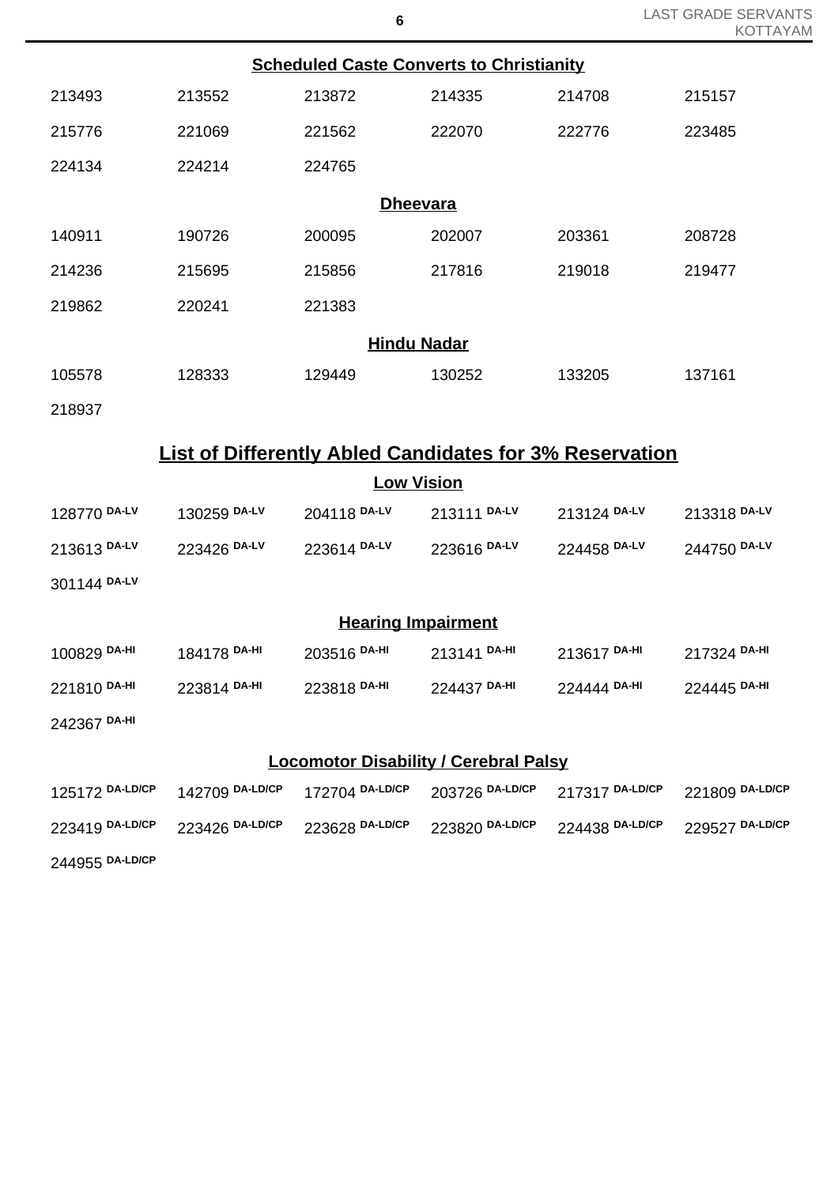### Scheduled Caste Converts to Christianity

| | | | | | |
|---|---|---|---|---|---|
| 213493 | 213552 | 213872 | 214335 | 214708 | 215157 |
| 215776 | 221069 | 221562 | 222070 | 222776 | 223485 |
| 224134 | 224214 | 224765 | | | |

### Dheevara

| | | | | | |
|---|---|---|---|---|---|
| 140911 | 190726 | 200095 | 202007 | 203361 | 208728 |
| 214236 | 215695 | 215856 | 217816 | 219018 | 219477 |
| 219862 | 220241 | 221383 | | | |

### Hindu Nadar

| | | | | | |
|---|---|---|---|---|---|
| 105578 | 128333 | 129449 | 130252 | 133205 | 137161 |
| 218937 | | | | | |

## List of Differently Abled Candidates for 3% Reservation

### Low Vision

| | | | | | |
|---|---|---|---|---|---|
| 128770 DA-LV | 130259 DA-LV | 204118 DA-LV | 213111 DA-LV | 213124 DA-LV | 213318 DA-LV |
| 213613 DA-LV | 223426 DA-LV | 223614 DA-LV | 223616 DA-LV | 224458 DA-LV | 244750 DA-LV |
| 301144 DA-LV | | | | | |

### Hearing Impairment

| | | | | | |
|---|---|---|---|---|---|
| 100829 DA-HI | 184178 DA-HI | 203516 DA-HI | 213141 DA-HI | 213617 DA-HI | 217324 DA-HI |
| 221810 DA-HI | 223814 DA-HI | 223818 DA-HI | 224437 DA-HI | 224444 DA-HI | 224445 DA-HI |
| 242367 DA-HI | | | | | |

### Locomotor Disability / Cerebral Palsy

| | | | | | |
|---|---|---|---|---|---|
| 125172 DA-LD/CP | 142709 DA-LD/CP | 172704 DA-LD/CP | 203726 DA-LD/CP | 217317 DA-LD/CP | 221809 DA-LD/CP |
| 223419 DA-LD/CP | 223426 DA-LD/CP | 223628 DA-LD/CP | 223820 DA-LD/CP | 224438 DA-LD/CP | 229527 DA-LD/CP |
| 244955 DA-LD/CP | | | | | |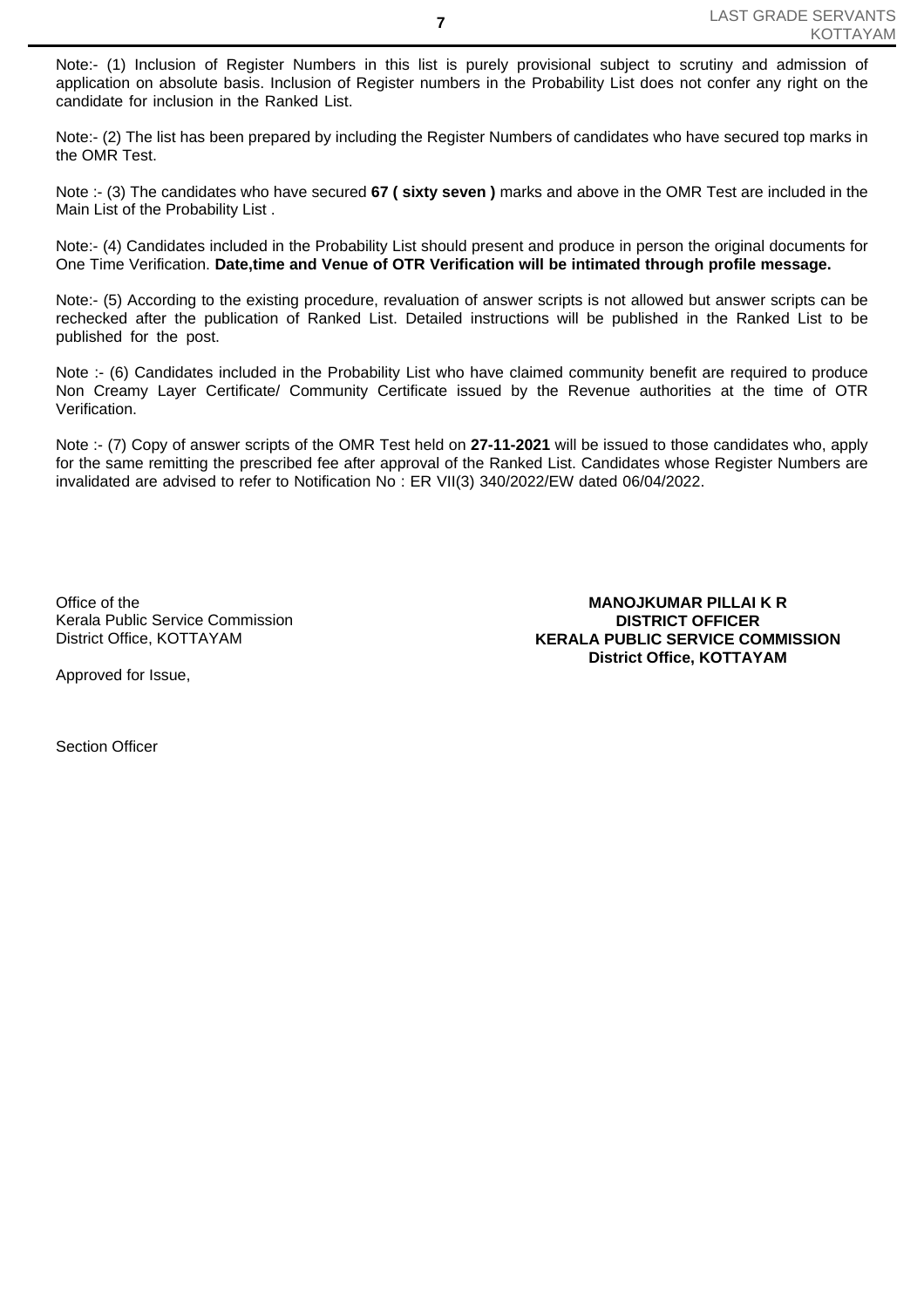Note:- (1) Inclusion of Register Numbers in this list is purely provisional subject to scrutiny and admission of application on absolute basis. Inclusion of Register numbers in the Probability List does not confer any right on the candidate for inclusion in the Ranked List.

Note:- (2) The list has been prepared by including the Register Numbers of candidates who have secured top marks in the OMR Test.

Note :- (3) The candidates who have secured **67 ( sixty seven )** marks and above in the OMR Test are included in the Main List of the Probability List .

Note:- (4) Candidates included in the Probability List should present and produce in person the original documents for One Time Verification. **Date,time and Venue of OTR Verification will be intimated through profile message.**

Note:- (5) According to the existing procedure, revaluation of answer scripts is not allowed but answer scripts can be rechecked after the publication of Ranked List. Detailed instructions will be published in the Ranked List to be published for the post.

Note :- (6) Candidates included in the Probability List who have claimed community benefit are required to produce Non Creamy Layer Certificate/ Community Certificate issued by the Revenue authorities at the time of OTR Verification.

Note :- (7) Copy of answer scripts of the OMR Test held on **27-11-2021** will be issued to those candidates who, apply for the same remitting the prescribed fee after approval of the Ranked List. Candidates whose Register Numbers are invalidated are advised to refer to Notification No : ER VII(3) 340/2022/EW dated 06/04/2022.

Office of the
Kerala Public Service Commission
District Office, KOTTAYAM

**MANOJKUMAR PILLAI K R**
**DISTRICT OFFICER**
**KERALA PUBLIC SERVICE COMMISSION**
**District Office, KOTTAYAM**

Approved for Issue,

Section Officer